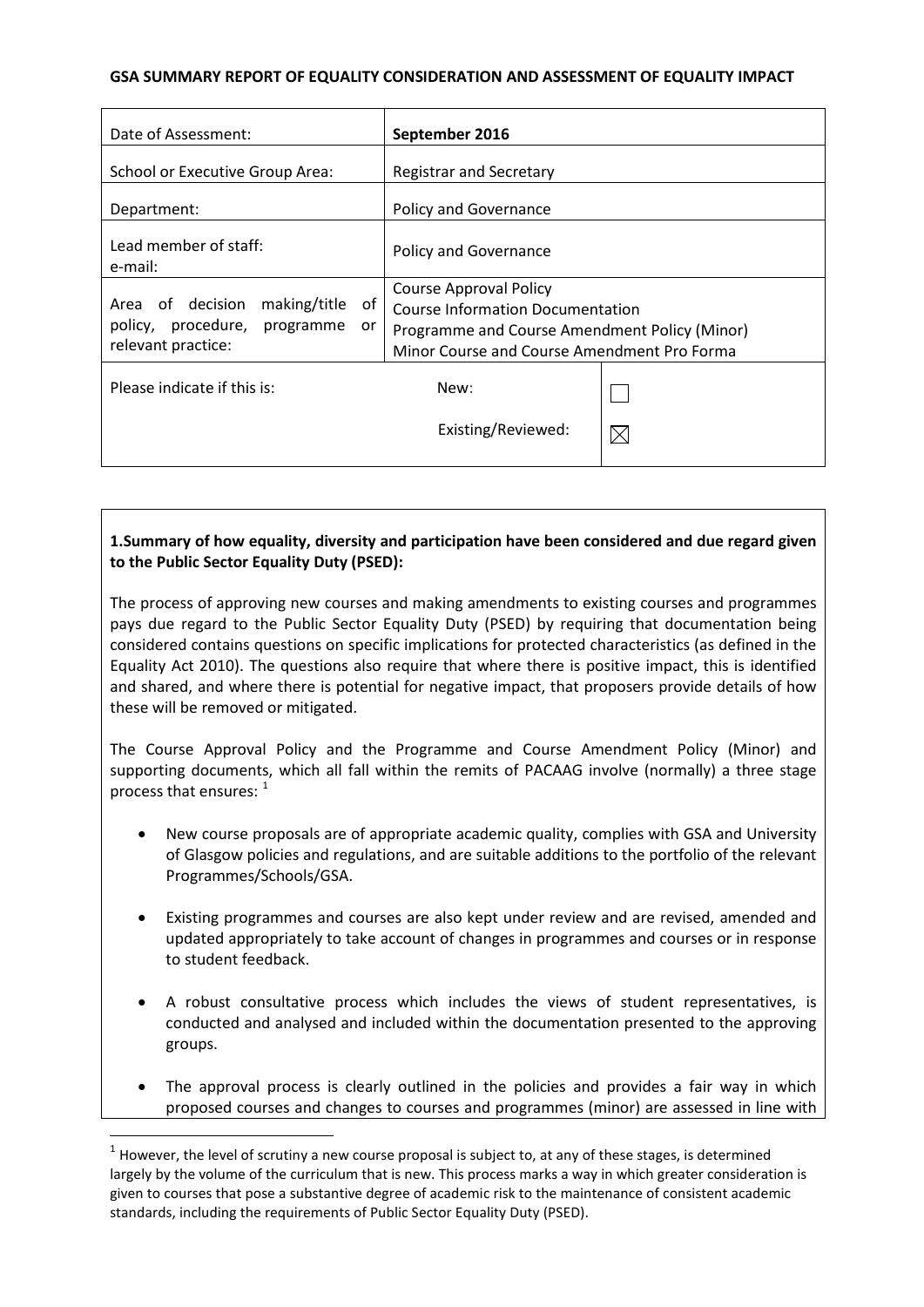**GSA SUMMARY REPORT OF EQUALITY CONSIDERATION AND ASSESSMENT OF EQUALITY IMPACT**

| | | |
|---|---|---|
| Date of Assessment: | **September 2016** | |
| School or Executive Group Area: | Registrar and Secretary | |
| Department: | Policy and Governance | |
| Lead member of staff:<br>e-mail: | Policy and Governance | |
| Area of decision making/title of policy, procedure, programme or relevant practice: | Course Approval Policy<br>Course Information Documentation<br>Programme and Course Amendment Policy (Minor)<br>Minor Course and Course Amendment Pro Forma | |
| Please indicate if this is: | New: | ☐ |
| | Existing/Reviewed: | ☒ |

**1.Summary of how equality, diversity and participation have been considered and due regard given to the Public Sector Equality Duty (PSED):**

The process of approving new courses and making amendments to existing courses and programmes pays due regard to the Public Sector Equality Duty (PSED) by requiring that documentation being considered contains questions on specific implications for protected characteristics (as defined in the Equality Act 2010). The questions also require that where there is positive impact, this is identified and shared, and where there is potential for negative impact, that proposers provide details of how these will be removed or mitigated.

The Course Approval Policy and the Programme and Course Amendment Policy (Minor) and supporting documents, which all fall within the remits of PACAAG involve (normally) a three stage process that ensures: [1]

- New course proposals are of appropriate academic quality, complies with GSA and University of Glasgow policies and regulations, and are suitable additions to the portfolio of the relevant Programmes/Schools/GSA.
- Existing programmes and courses are also kept under review and are revised, amended and updated appropriately to take account of changes in programmes and courses or in response to student feedback.
- A robust consultative process which includes the views of student representatives, is conducted and analysed and included within the documentation presented to the approving groups.
- The approval process is clearly outlined in the policies and provides a fair way in which proposed courses and changes to courses and programmes (minor) are assessed in line with

[1] However, the level of scrutiny a new course proposal is subject to, at any of these stages, is determined largely by the volume of the curriculum that is new. This process marks a way in which greater consideration is given to courses that pose a substantive degree of academic risk to the maintenance of consistent academic standards, including the requirements of Public Sector Equality Duty (PSED).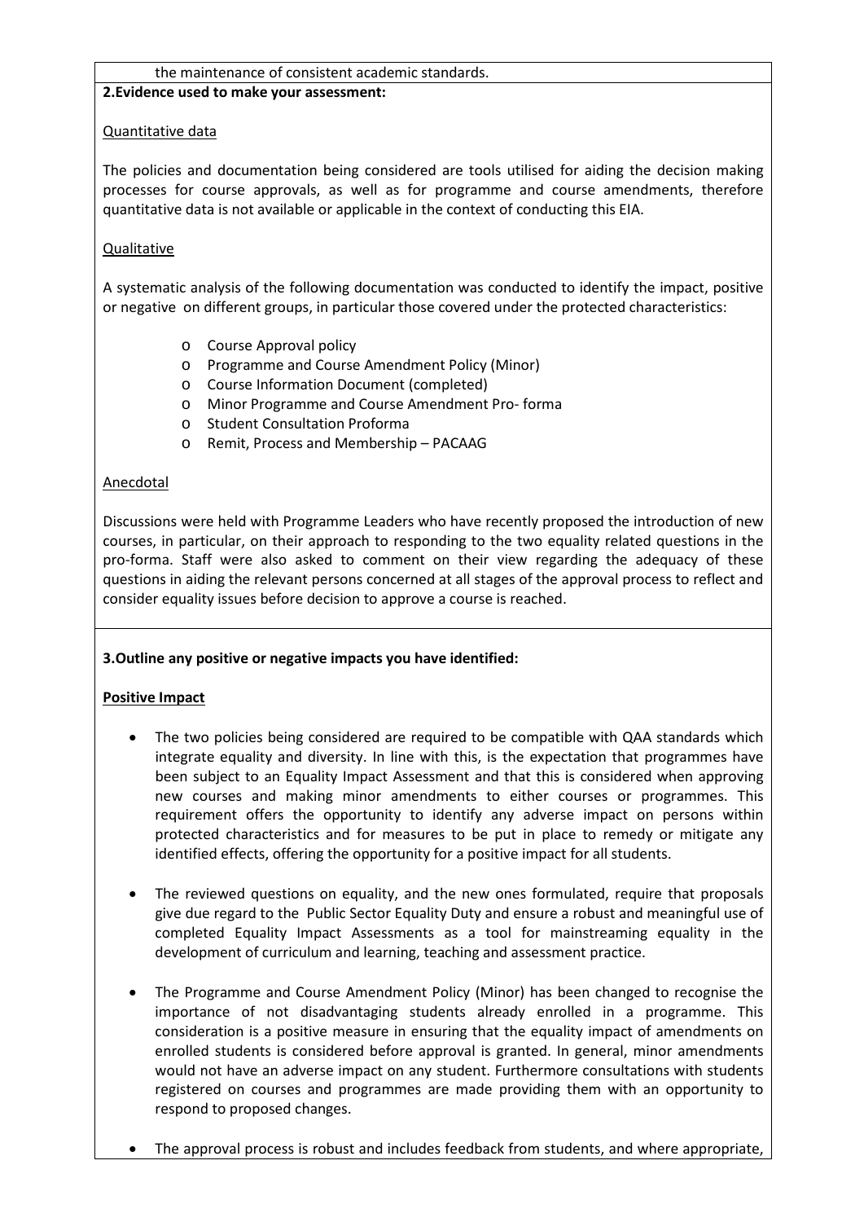the maintenance of consistent academic standards.

**2.Evidence used to make your assessment:**

Quantitative data

The policies and documentation being considered are tools utilised for aiding the decision making processes for course approvals, as well as for programme and course amendments, therefore quantitative data is not available or applicable in the context of conducting this EIA.

Qualitative

A systematic analysis of the following documentation was conducted to identify the impact, positive or negative on different groups, in particular those covered under the protected characteristics:

- Course Approval policy
- Programme and Course Amendment Policy (Minor)
- Course Information Document (completed)
- Minor Programme and Course Amendment Pro- forma
- Student Consultation Proforma
- Remit, Process and Membership – PACAAG

Anecdotal

Discussions were held with Programme Leaders who have recently proposed the introduction of new courses, in particular, on their approach to responding to the two equality related questions in the pro-forma. Staff were also asked to comment on their view regarding the adequacy of these questions in aiding the relevant persons concerned at all stages of the approval process to reflect and consider equality issues before decision to approve a course is reached.

**3.Outline any positive or negative impacts you have identified:**

**Positive Impact**

- The two policies being considered are required to be compatible with QAA standards which integrate equality and diversity. In line with this, is the expectation that programmes have been subject to an Equality Impact Assessment and that this is considered when approving new courses and making minor amendments to either courses or programmes. This requirement offers the opportunity to identify any adverse impact on persons within protected characteristics and for measures to be put in place to remedy or mitigate any identified effects, offering the opportunity for a positive impact for all students.
- The reviewed questions on equality, and the new ones formulated, require that proposals give due regard to the Public Sector Equality Duty and ensure a robust and meaningful use of completed Equality Impact Assessments as a tool for mainstreaming equality in the development of curriculum and learning, teaching and assessment practice.
- The Programme and Course Amendment Policy (Minor) has been changed to recognise the importance of not disadvantaging students already enrolled in a programme. This consideration is a positive measure in ensuring that the equality impact of amendments on enrolled students is considered before approval is granted. In general, minor amendments would not have an adverse impact on any student. Furthermore consultations with students registered on courses and programmes are made providing them with an opportunity to respond to proposed changes.
- The approval process is robust and includes feedback from students, and where appropriate,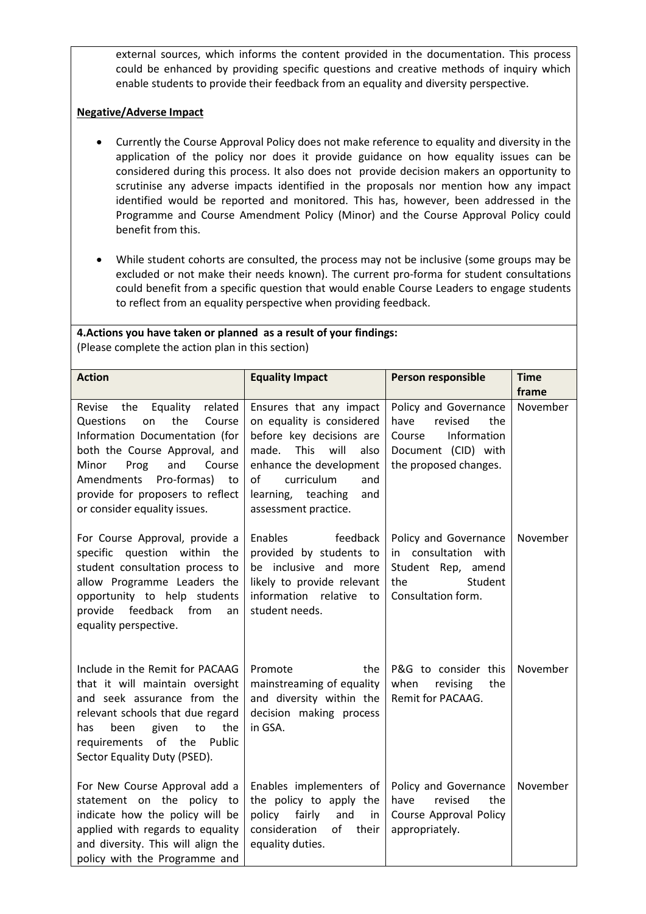external sources, which informs the content provided in the documentation. This process could be enhanced by providing specific questions and creative methods of inquiry which enable students to provide their feedback from an equality and diversity perspective.

**Negative/Adverse Impact**

- Currently the Course Approval Policy does not make reference to equality and diversity in the application of the policy nor does it provide guidance on how equality issues can be considered during this process. It also does not provide decision makers an opportunity to scrutinise any adverse impacts identified in the proposals nor mention how any impact identified would be reported and monitored. This has, however, been addressed in the Programme and Course Amendment Policy (Minor) and the Course Approval Policy could benefit from this.
- While student cohorts are consulted, the process may not be inclusive (some groups may be excluded or not make their needs known). The current pro-forma for student consultations could benefit from a specific question that would enable Course Leaders to engage students to reflect from an equality perspective when providing feedback.

**4.Actions you have taken or planned as a result of your findings:**
(Please complete the action plan in this section)

| Action | Equality Impact | Person responsible | Time frame |
|---|---|---|---|
| Revise the Equality related Questions on the Course Information Documentation (for both the Course Approval, and Minor Prog and Course Amendments Pro-formas) to provide for proposers to reflect or consider equality issues. | Ensures that any impact on equality is considered before key decisions are made. This will also enhance the development of curriculum and learning, teaching and assessment practice. | Policy and Governance have revised the Course Information Document (CID) with the proposed changes. | November |
| For Course Approval, provide a specific question within the student consultation process to allow Programme Leaders the opportunity to help students provide feedback from an equality perspective. | Enables feedback provided by students to be inclusive and more likely to provide relevant information relative to student needs. | Policy and Governance in consultation with Student Rep, amend the Student Consultation form. | November |
| Include in the Remit for PACAAG that it will maintain oversight and seek assurance from the relevant schools that due regard has been given to the requirements of the Public Sector Equality Duty (PSED). | Promote the mainstreaming of equality and diversity within the decision making process in GSA. | P&G to consider this when revising the Remit for PACAAG. | November |
| For New Course Approval add a statement on the policy to indicate how the policy will be applied with regards to equality and diversity. This will align the policy with the Programme and | Enables implementers of the policy to apply the policy fairly and in consideration of their equality duties. | Policy and Governance have revised the Course Approval Policy appropriately. | November |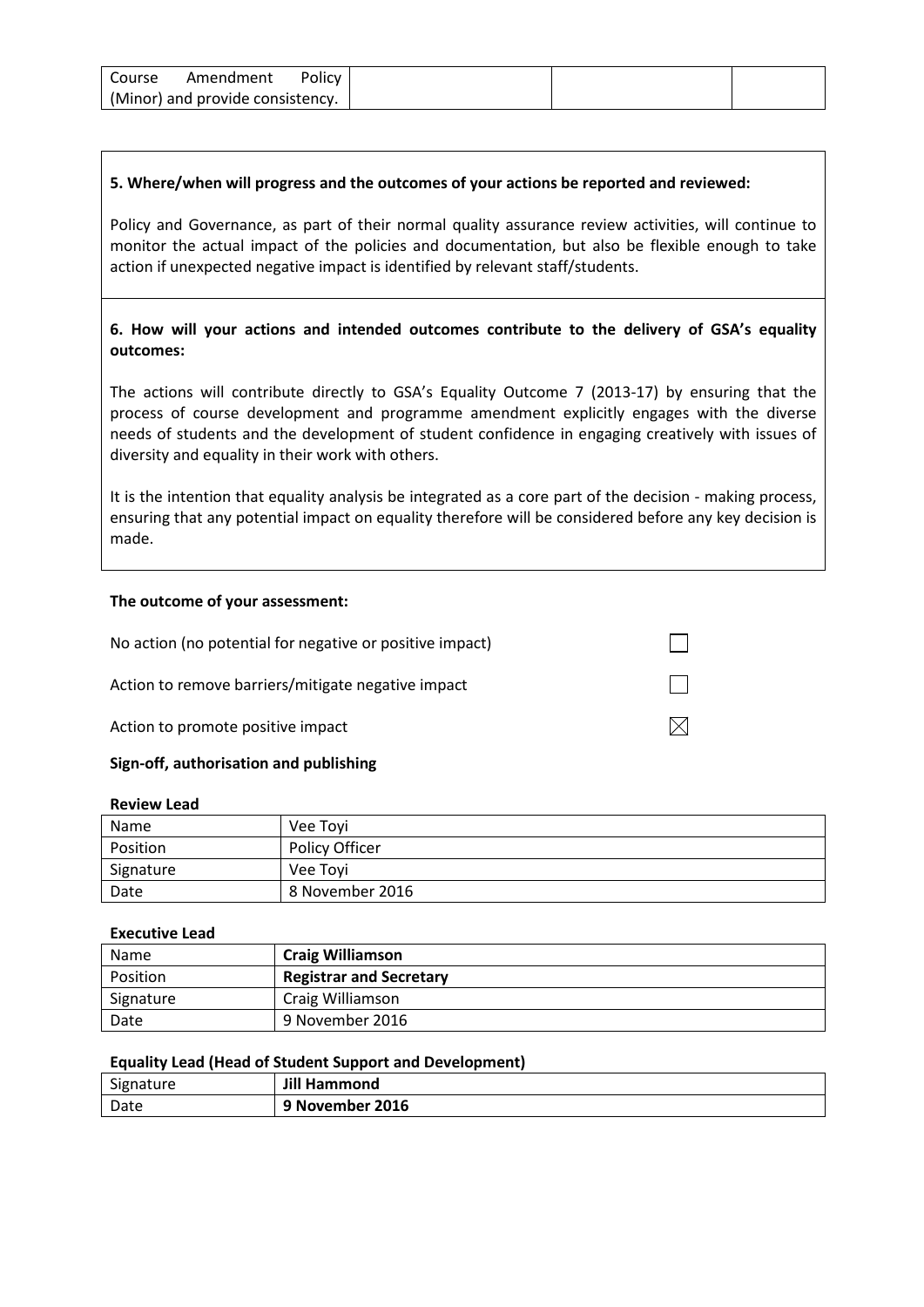| | | | |
|---|---|---|---|
| Course Amendment Policy (Minor) and provide consistency. | | | |

**5. Where/when will progress and the outcomes of your actions be reported and reviewed:**

Policy and Governance, as part of their normal quality assurance review activities, will continue to monitor the actual impact of the policies and documentation, but also be flexible enough to take action if unexpected negative impact is identified by relevant staff/students.

**6. How will your actions and intended outcomes contribute to the delivery of GSA's equality outcomes:**

The actions will contribute directly to GSA's Equality Outcome 7 (2013-17) by ensuring that the process of course development and programme amendment explicitly engages with the diverse needs of students and the development of student confidence in engaging creatively with issues of diversity and equality in their work with others.

It is the intention that equality analysis be integrated as a core part of the decision - making process, ensuring that any potential impact on equality therefore will be considered before any key decision is made.

**The outcome of your assessment:**

- ☐ No action (no potential for negative or positive impact)
- ☐ Action to remove barriers/mitigate negative impact
- ☒ Action to promote positive impact

**Sign-off, authorisation and publishing**

**Review Lead**

| | |
|---|---|
| Name | Vee Toyi |
| Position | Policy Officer |
| Signature | Vee Toyi |
| Date | 8 November 2016 |

**Executive Lead**

| | |
|---|---|
| Name | **Craig Williamson** |
| Position | **Registrar and Secretary** |
| Signature | Craig Williamson |
| Date | 9 November 2016 |

**Equality Lead (Head of Student Support and Development)**

| | |
|---|---|
| Signature | **Jill Hammond** |
| Date | **9 November 2016** |